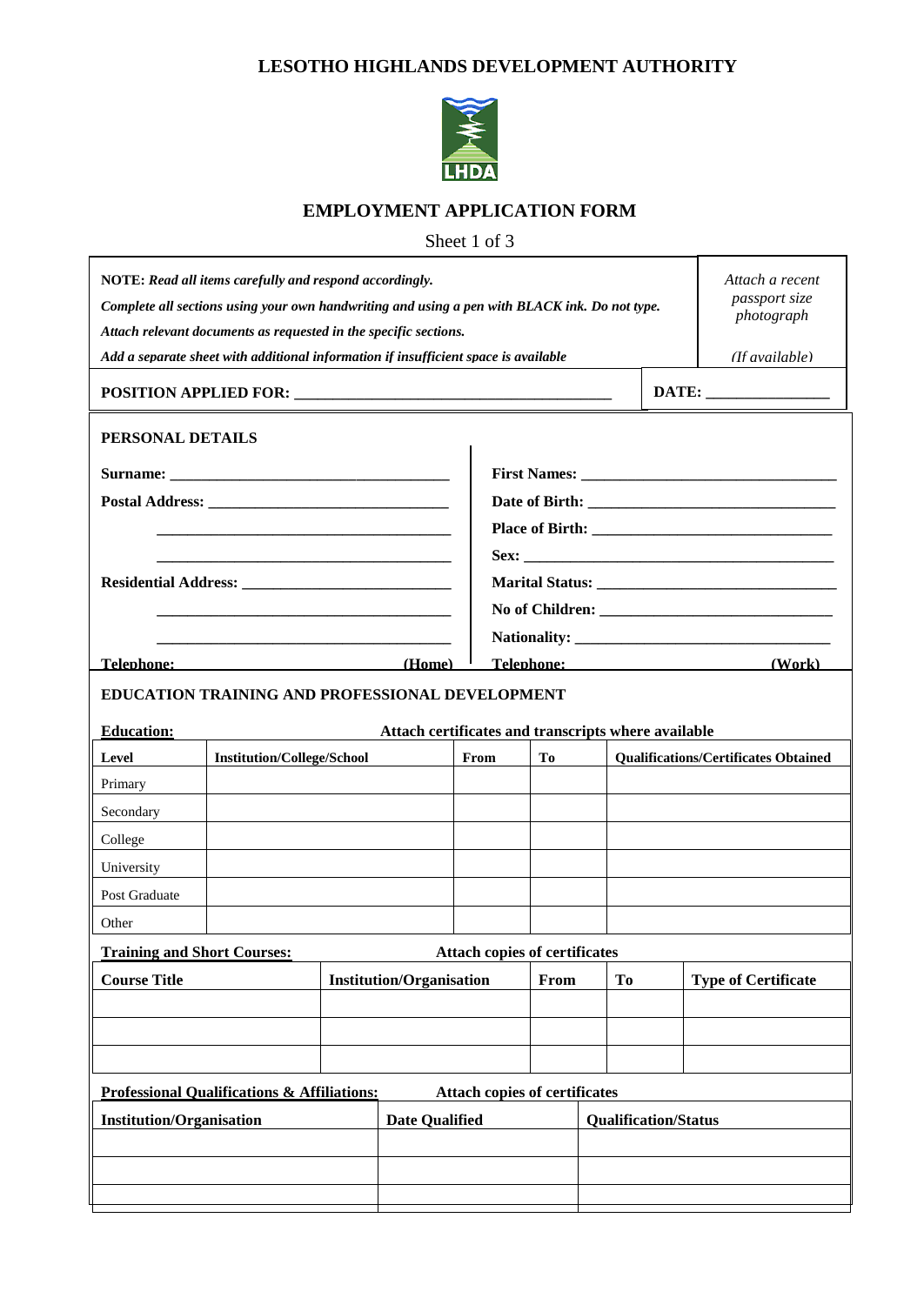# LESOTHO HIGHLANDS DEVELOPMENT AUTHORITY

## EMPLOYMENT APPLICATION FORM

Sheet 1 of 3

**NOTE:** *Read all items carefully and respond accordingly.*

*Complete all sections using your own handwriting and using a pen with BLACK ink. Do not type.*

*Attach relevant documents as requested in the specific sections.*

*Add a separate sheet with additional information if insufficient space is available*

*Attach a recent passport size photograph (If available)*

**POSITION APPLIED FOR:** ________________________________________ **DATE:** ________________

### PERSONAL DETAILS

**Surname:** ____________________________________

**Postal Address:** ______________________________

______________________________________

______________________________________

**Residential Address:** ___________________________

______________________________________

______________________________________

**Telephone:** (Home)

**First Names:** _________________________________

**Date of Birth:** _______________________________

**Place of Birth:** ______________________________

**Sex:** _______________________________________

**Marital Status:** ______________________________

**No of Children:** _____________________________

**Nationality:** ________________________________

**Telephone:** (Work)

### EDUCATION TRAINING AND PROFESSIONAL DEVELOPMENT

**Education:** **Attach certificates and transcripts where available**

| Level | Institution/College/School | From | To | Qualifications/Certificates Obtained |
|---|---|---|---|---|
| Primary | | | | |
| Secondary | | | | |
| College | | | | |
| University | | | | |
| Post Graduate | | | | |
| Other | | | | |

**Training and Short Courses:** **Attach copies of certificates**

| Course Title | Institution/Organisation | From | To | Type of Certificate |
|---|---|---|---|---|
| | | | | |
| | | | | |
| | | | | |

**Professional Qualifications & Affiliations:** **Attach copies of certificates**

| Institution/Organisation | Date Qualified | Qualification/Status |
|---|---|---|
| | | |
| | | |
| | | |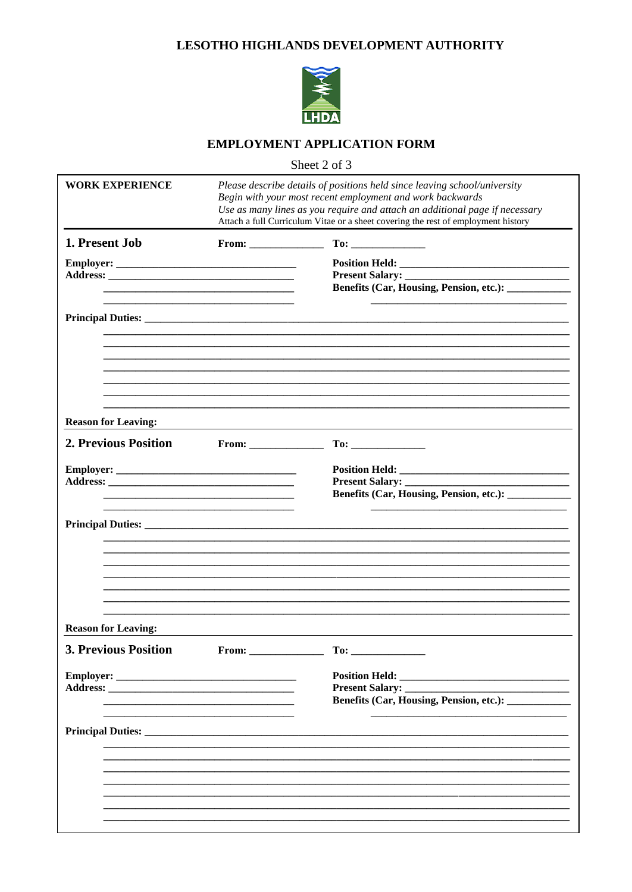# LESOTHO HIGHLANDS DEVELOPMENT AUTHORITY

## EMPLOYMENT APPLICATION FORM

Sheet 2 of 3

**WORK EXPERIENCE**

*Please describe details of positions held since leaving school/university*
*Begin with your most recent employment and work backwards*
*Use as many lines as you require and attach an additional page if necessary*
Attach a full Curriculum Vitae or a sheet covering the rest of employment history

### 1. Present Job

**From:** ______________ **To:** ______________

**Employer:** ________________________________

**Address:** ________________________________

________________________________

________________________________

**Position Held:** ________________________________

**Present Salary:** ________________________________

**Benefits (Car, Housing, Pension, etc.):** ____________

________________________________

**Principal Duties:** ________________________________________________________________

________________________________________________________________

________________________________________________________________

________________________________________________________________

________________________________________________________________

________________________________________________________________

________________________________________________________________

________________________________________________________________

**Reason for Leaving:**

### 2. Previous Position

**From:** ______________ **To:** ______________

**Employer:** ________________________________

**Address:** ________________________________

________________________________

________________________________

**Position Held:** ________________________________

**Present Salary:** ________________________________

**Benefits (Car, Housing, Pension, etc.):** ____________

________________________________

**Principal Duties:** ________________________________________________________________

________________________________________________________________

________________________________________________________________

________________________________________________________________

________________________________________________________________

________________________________________________________________

________________________________________________________________

________________________________________________________________

**Reason for Leaving:**

### 3. Previous Position

**From:** ______________ **To:** ______________

**Employer:** ________________________________

**Address:** ________________________________

________________________________

________________________________

**Position Held:** ________________________________

**Present Salary:** ________________________________

**Benefits (Car, Housing, Pension, etc.):** ____________

________________________________

**Principal Duties:** ________________________________________________________________

________________________________________________________________

________________________________________________________________

________________________________________________________________

________________________________________________________________

________________________________________________________________

________________________________________________________________

________________________________________________________________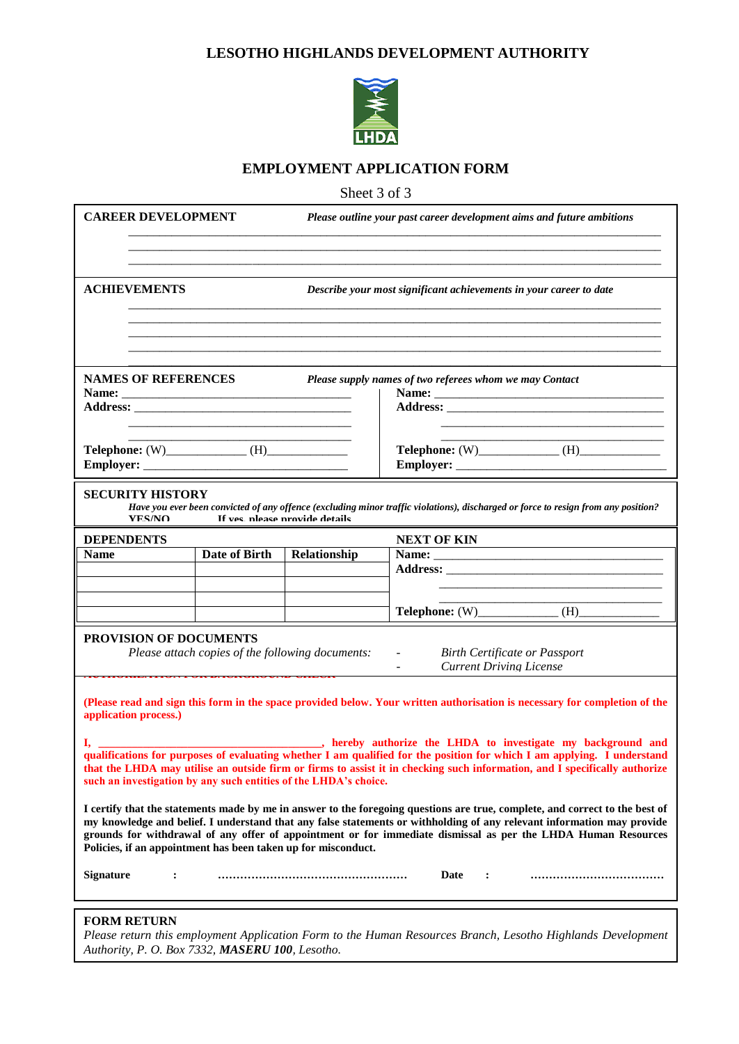# LESOTHO HIGHLANDS DEVELOPMENT AUTHORITY

LHDA

## EMPLOYMENT APPLICATION FORM

Sheet 3 of 3

**CAREER DEVELOPMENT** *Please outline your past career development aims and future ambitions*

______________________________________________________________________________

______________________________________________________________________________

______________________________________________________________________________

**ACHIEVEMENTS** *Describe your most significant achievements in your career to date*

______________________________________________________________________________

______________________________________________________________________________

______________________________________________________________________________

______________________________________________________________________________

**NAMES OF REFERENCES** *Please supply names of two referees whom we may Contact*

| | |
|---|---|
| **Name:** ____________________ | **Name:** ____________________ |
| **Address:** ____________________ | **Address:** ____________________ |
| ____________________ | ____________________ |
| ____________________ | ____________________ |
| **Telephone:** (W)__________ (H)__________ | **Telephone:** (W)__________ (H)__________ |
| **Employer:** ____________________ | **Employer:** ____________________ |

**SECURITY HISTORY**

***Have you ever been convicted of any offence (excluding minor traffic violations), discharged or force to resign from any position?***

**YES/NO** **If yes, please provide details**

**DEPENDENTS** | **NEXT OF KIN**

| Name | Date of Birth | Relationship | |
|---|---|---|---|
| | | | **Name:** ____________________ |
| | | | **Address:** ____________________ |
| | | | ____________________ |
| | | | ____________________ |
| | | | **Telephone:** (W)__________ (H)__________ |

**PROVISION OF DOCUMENTS**

*Please attach copies of the following documents:*

- *Birth Certificate or Passport*
- *Current Driving License*

**AUTHORIZATION FOR BACKGROUND CHECK**

**(Please read and sign this form in the space provided below. Your written authorisation is necessary for completion of the application process.)**

**I, ______________________________, hereby authorize the LHDA to investigate my background and qualifications for purposes of evaluating whether I am qualified for the position for which I am applying. I understand that the LHDA may utilise an outside firm or firms to assist it in checking such information, and I specifically authorize such an investigation by any such entities of the LHDA's choice.**

**I certify that the statements made by me in answer to the foregoing questions are true, complete, and correct to the best of my knowledge and belief. I understand that any false statements or withholding of any relevant information may provide grounds for withdrawal of any offer of appointment or for immediate dismissal as per the LHDA Human Resources Policies, if an appointment has been taken up for misconduct.**

**Signature : ………………………………………… Date : ……………………………**

**FORM RETURN**

*Please return this employment Application Form to the Human Resources Branch, Lesotho Highlands Development Authority, P. O. Box 7332,* ***MASERU 100****, Lesotho.*